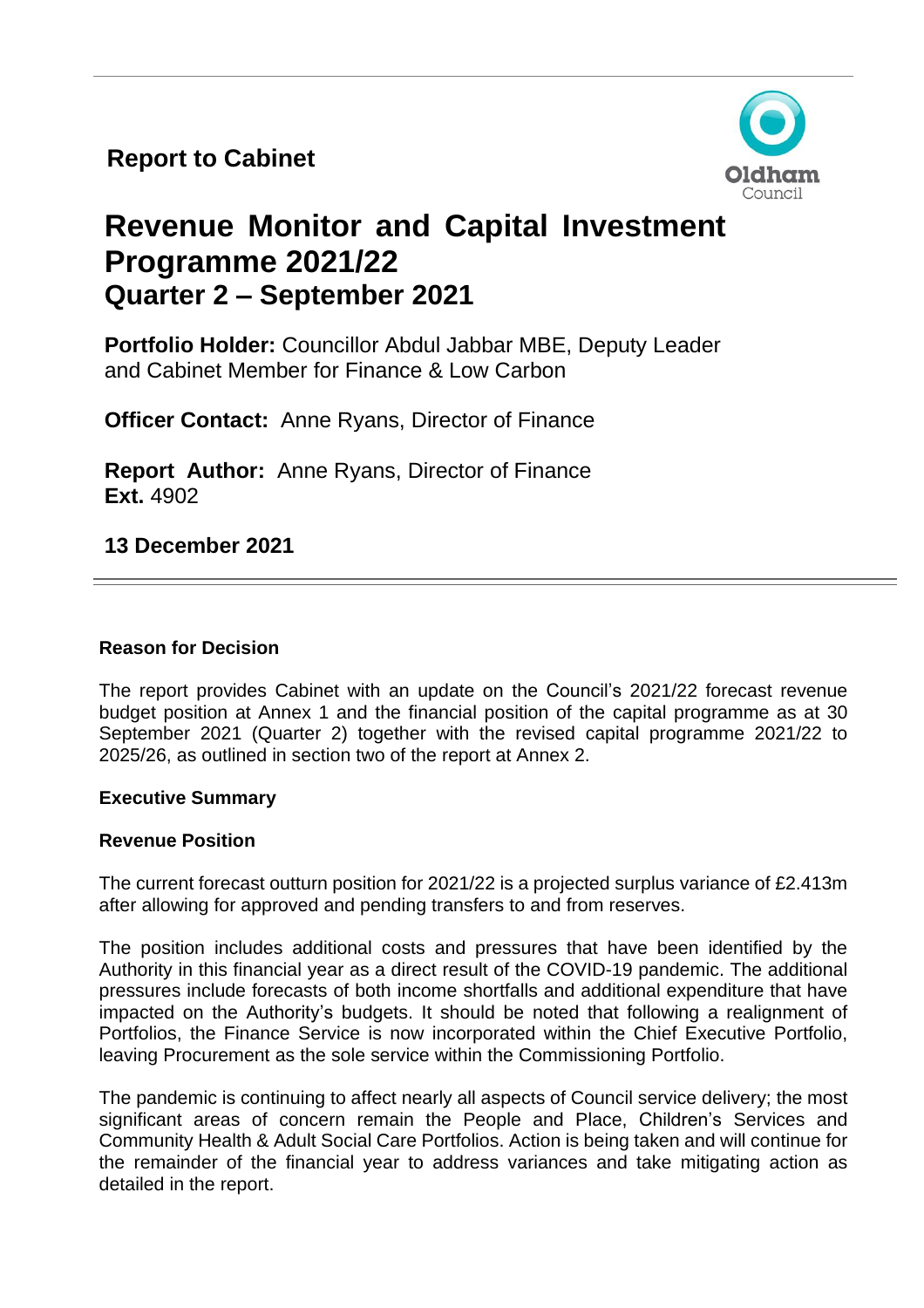**Report to Cabinet**

# Revenue Monitor and Capital Investment Programme 2021/22
## Quarter 2 – September 2021

**Portfolio Holder:** Councillor Abdul Jabbar MBE, Deputy Leader and Cabinet Member for Finance & Low Carbon

**Officer Contact:** Anne Ryans, Director of Finance

**Report Author:** Anne Ryans, Director of Finance
**Ext.** 4902

**13 December 2021**

---

**Reason for Decision**

The report provides Cabinet with an update on the Council's 2021/22 forecast revenue budget position at Annex 1 and the financial position of the capital programme as at 30 September 2021 (Quarter 2) together with the revised capital programme 2021/22 to 2025/26, as outlined in section two of the report at Annex 2.

**Executive Summary**

**Revenue Position**

The current forecast outturn position for 2021/22 is a projected surplus variance of £2.413m after allowing for approved and pending transfers to and from reserves.

The position includes additional costs and pressures that have been identified by the Authority in this financial year as a direct result of the COVID-19 pandemic. The additional pressures include forecasts of both income shortfalls and additional expenditure that have impacted on the Authority's budgets. It should be noted that following a realignment of Portfolios, the Finance Service is now incorporated within the Chief Executive Portfolio, leaving Procurement as the sole service within the Commissioning Portfolio.

The pandemic is continuing to affect nearly all aspects of Council service delivery; the most significant areas of concern remain the People and Place, Children's Services and Community Health & Adult Social Care Portfolios. Action is being taken and will continue for the remainder of the financial year to address variances and take mitigating action as detailed in the report.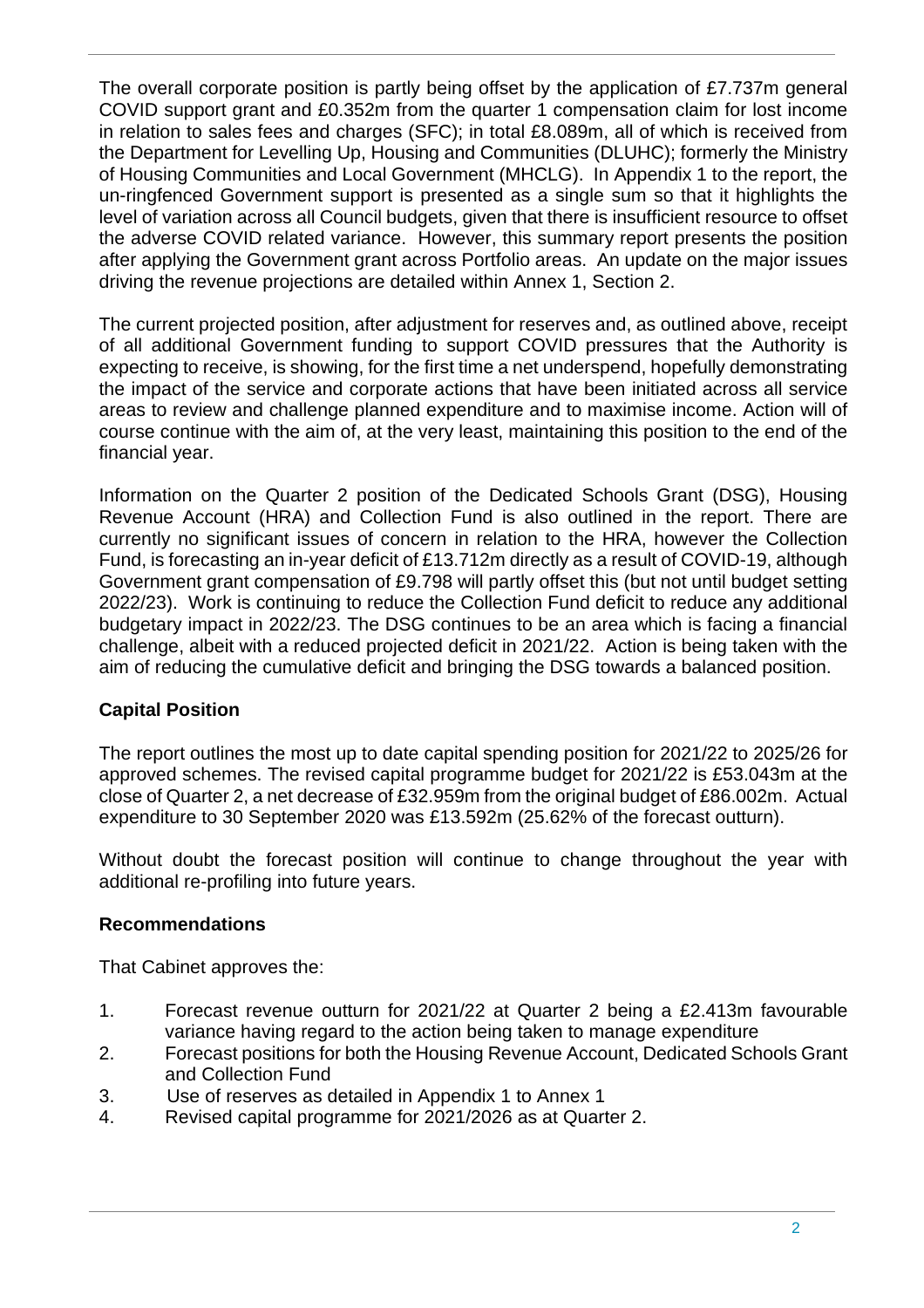The overall corporate position is partly being offset by the application of £7.737m general COVID support grant and £0.352m from the quarter 1 compensation claim for lost income in relation to sales fees and charges (SFC); in total £8.089m, all of which is received from the Department for Levelling Up, Housing and Communities (DLUHC); formerly the Ministry of Housing Communities and Local Government (MHCLG). In Appendix 1 to the report, the un-ringfenced Government support is presented as a single sum so that it highlights the level of variation across all Council budgets, given that there is insufficient resource to offset the adverse COVID related variance. However, this summary report presents the position after applying the Government grant across Portfolio areas. An update on the major issues driving the revenue projections are detailed within Annex 1, Section 2.

The current projected position, after adjustment for reserves and, as outlined above, receipt of all additional Government funding to support COVID pressures that the Authority is expecting to receive, is showing, for the first time a net underspend, hopefully demonstrating the impact of the service and corporate actions that have been initiated across all service areas to review and challenge planned expenditure and to maximise income. Action will of course continue with the aim of, at the very least, maintaining this position to the end of the financial year.

Information on the Quarter 2 position of the Dedicated Schools Grant (DSG), Housing Revenue Account (HRA) and Collection Fund is also outlined in the report. There are currently no significant issues of concern in relation to the HRA, however the Collection Fund, is forecasting an in-year deficit of £13.712m directly as a result of COVID-19, although Government grant compensation of £9.798 will partly offset this (but not until budget setting 2022/23). Work is continuing to reduce the Collection Fund deficit to reduce any additional budgetary impact in 2022/23. The DSG continues to be an area which is facing a financial challenge, albeit with a reduced projected deficit in 2021/22. Action is being taken with the aim of reducing the cumulative deficit and bringing the DSG towards a balanced position.

**Capital Position**

The report outlines the most up to date capital spending position for 2021/22 to 2025/26 for approved schemes. The revised capital programme budget for 2021/22 is £53.043m at the close of Quarter 2, a net decrease of £32.959m from the original budget of £86.002m. Actual expenditure to 30 September 2020 was £13.592m (25.62% of the forecast outturn).

Without doubt the forecast position will continue to change throughout the year with additional re-profiling into future years.

**Recommendations**

That Cabinet approves the:

1. Forecast revenue outturn for 2021/22 at Quarter 2 being a £2.413m favourable variance having regard to the action being taken to manage expenditure
2. Forecast positions for both the Housing Revenue Account, Dedicated Schools Grant and Collection Fund
3. Use of reserves as detailed in Appendix 1 to Annex 1
4. Revised capital programme for 2021/2026 as at Quarter 2.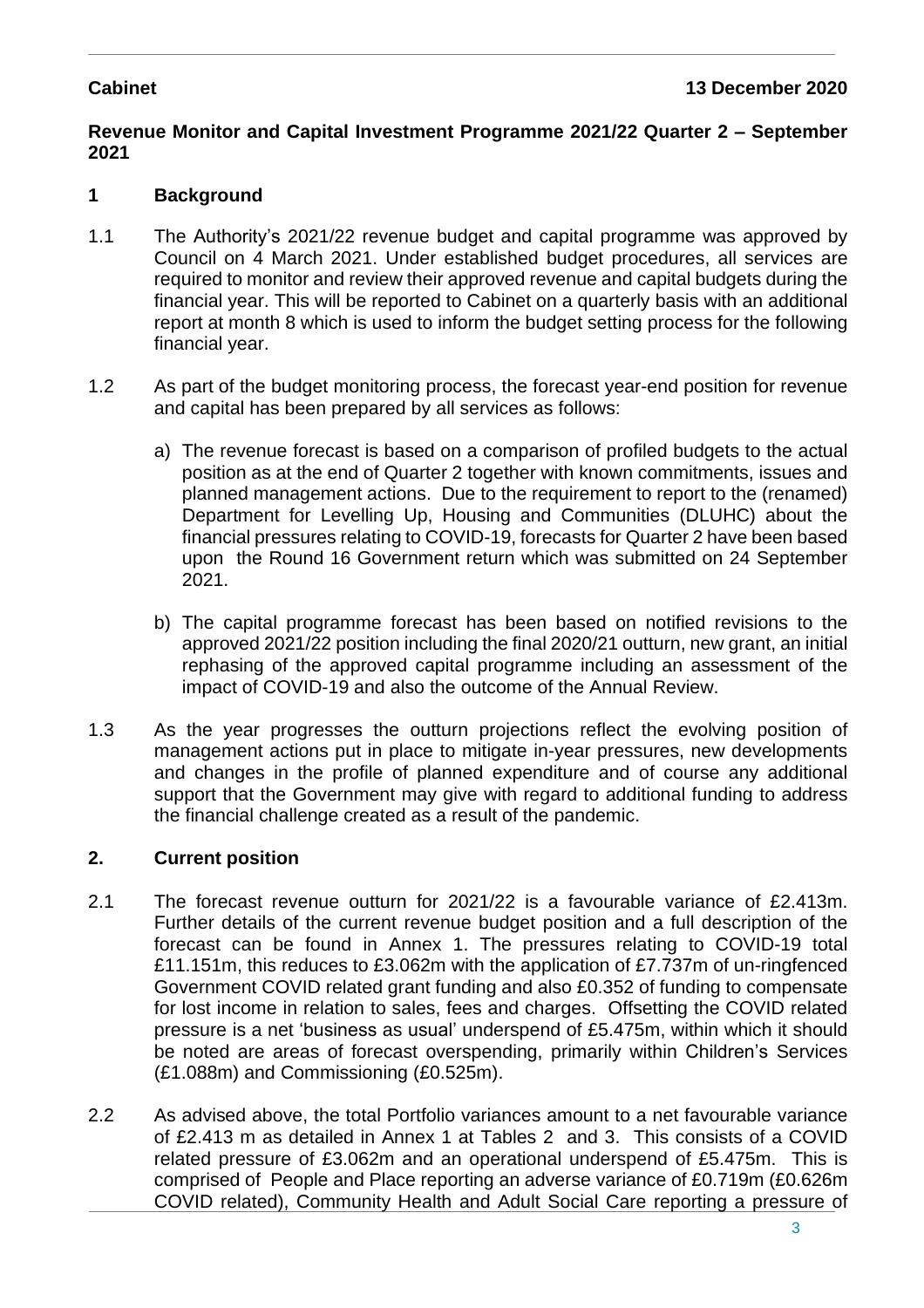**Cabinet** **13 December 2020**

**Revenue Monitor and Capital Investment Programme 2021/22 Quarter 2 – September 2021**

## 1 Background

1.1 The Authority's 2021/22 revenue budget and capital programme was approved by Council on 4 March 2021. Under established budget procedures, all services are required to monitor and review their approved revenue and capital budgets during the financial year. This will be reported to Cabinet on a quarterly basis with an additional report at month 8 which is used to inform the budget setting process for the following financial year.

1.2 As part of the budget monitoring process, the forecast year-end position for revenue and capital has been prepared by all services as follows:

a) The revenue forecast is based on a comparison of profiled budgets to the actual position as at the end of Quarter 2 together with known commitments, issues and planned management actions. Due to the requirement to report to the (renamed) Department for Levelling Up, Housing and Communities (DLUHC) about the financial pressures relating to COVID-19, forecasts for Quarter 2 have been based upon the Round 16 Government return which was submitted on 24 September 2021.

b) The capital programme forecast has been based on notified revisions to the approved 2021/22 position including the final 2020/21 outturn, new grant, an initial rephasing of the approved capital programme including an assessment of the impact of COVID-19 and also the outcome of the Annual Review.

1.3 As the year progresses the outturn projections reflect the evolving position of management actions put in place to mitigate in-year pressures, new developments and changes in the profile of planned expenditure and of course any additional support that the Government may give with regard to additional funding to address the financial challenge created as a result of the pandemic.

## 2. Current position

2.1 The forecast revenue outturn for 2021/22 is a favourable variance of £2.413m. Further details of the current revenue budget position and a full description of the forecast can be found in Annex 1. The pressures relating to COVID-19 total £11.151m, this reduces to £3.062m with the application of £7.737m of un-ringfenced Government COVID related grant funding and also £0.352 of funding to compensate for lost income in relation to sales, fees and charges. Offsetting the COVID related pressure is a net 'business as usual' underspend of £5.475m, within which it should be noted are areas of forecast overspending, primarily within Children's Services (£1.088m) and Commissioning (£0.525m).

2.2 As advised above, the total Portfolio variances amount to a net favourable variance of £2.413 m as detailed in Annex 1 at Tables 2 and 3. This consists of a COVID related pressure of £3.062m and an operational underspend of £5.475m. This is comprised of People and Place reporting an adverse variance of £0.719m (£0.626m COVID related), Community Health and Adult Social Care reporting a pressure of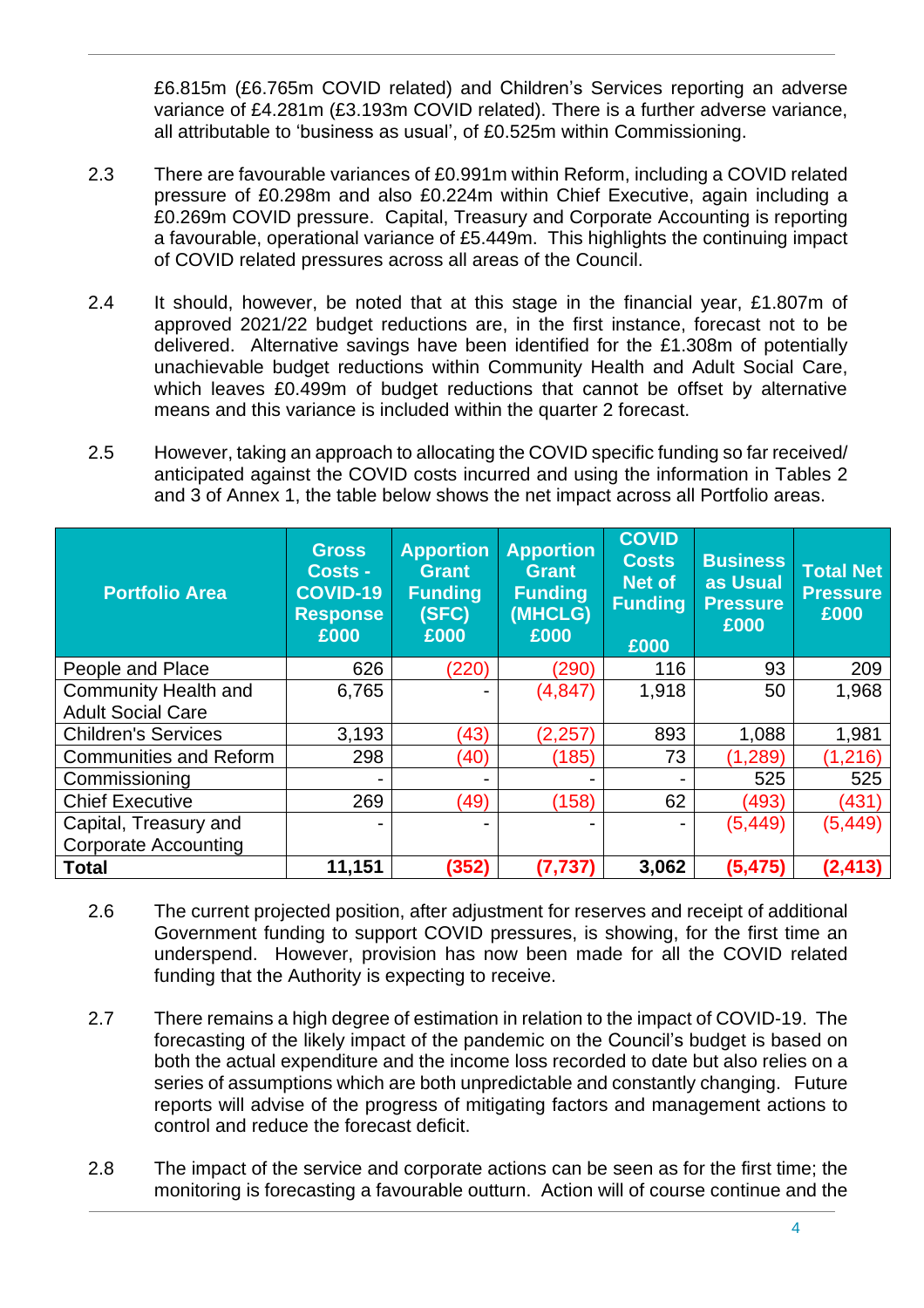£6.815m (£6.765m COVID related) and Children's Services reporting an adverse variance of £4.281m (£3.193m COVID related). There is a further adverse variance, all attributable to 'business as usual', of £0.525m within Commissioning.

2.3 There are favourable variances of £0.991m within Reform, including a COVID related pressure of £0.298m and also £0.224m within Chief Executive, again including a £0.269m COVID pressure. Capital, Treasury and Corporate Accounting is reporting a favourable, operational variance of £5.449m. This highlights the continuing impact of COVID related pressures across all areas of the Council.

2.4 It should, however, be noted that at this stage in the financial year, £1.807m of approved 2021/22 budget reductions are, in the first instance, forecast not to be delivered. Alternative savings have been identified for the £1.308m of potentially unachievable budget reductions within Community Health and Adult Social Care, which leaves £0.499m of budget reductions that cannot be offset by alternative means and this variance is included within the quarter 2 forecast.

2.5 However, taking an approach to allocating the COVID specific funding so far received/ anticipated against the COVID costs incurred and using the information in Tables 2 and 3 of Annex 1, the table below shows the net impact across all Portfolio areas.

| Portfolio Area | Gross Costs - COVID-19 Response £000 | Apportion Grant Funding (SFC) £000 | Apportion Grant Funding (MHCLG) £000 | COVID Costs Net of Funding £000 | Business as Usual Pressure £000 | Total Net Pressure £000 |
|---|---|---|---|---|---|---|
| People and Place | 626 | (220) | (290) | 116 | 93 | 209 |
| Community Health and Adult Social Care | 6,765 | - | (4,847) | 1,918 | 50 | 1,968 |
| Children's Services | 3,193 | (43) | (2,257) | 893 | 1,088 | 1,981 |
| Communities and Reform | 298 | (40) | (185) | 73 | (1,289) | (1,216) |
| Commissioning | - | - | - | - | 525 | 525 |
| Chief Executive | 269 | (49) | (158) | 62 | (493) | (431) |
| Capital, Treasury and Corporate Accounting | - | - | - | - | (5,449) | (5,449) |
| **Total** | **11,151** | **(352)** | **(7,737)** | **3,062** | **(5,475)** | **(2,413)** |

2.6 The current projected position, after adjustment for reserves and receipt of additional Government funding to support COVID pressures, is showing, for the first time an underspend. However, provision has now been made for all the COVID related funding that the Authority is expecting to receive.

2.7 There remains a high degree of estimation in relation to the impact of COVID-19. The forecasting of the likely impact of the pandemic on the Council's budget is based on both the actual expenditure and the income loss recorded to date but also relies on a series of assumptions which are both unpredictable and constantly changing. Future reports will advise of the progress of mitigating factors and management actions to control and reduce the forecast deficit.

2.8 The impact of the service and corporate actions can be seen as for the first time; the monitoring is forecasting a favourable outturn. Action will of course continue and the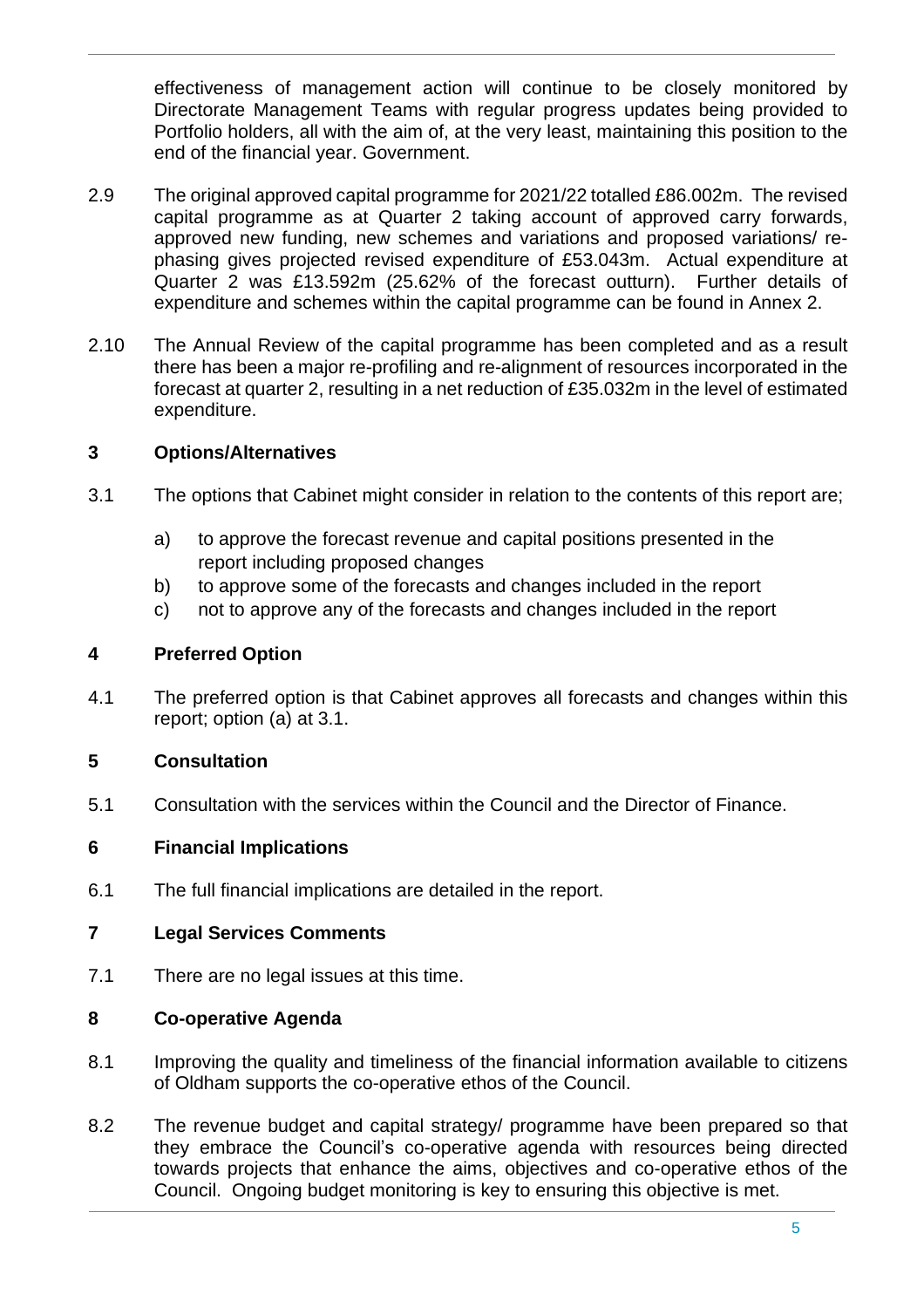effectiveness of management action will continue to be closely monitored by Directorate Management Teams with regular progress updates being provided to Portfolio holders, all with the aim of, at the very least, maintaining this position to the end of the financial year. Government.

2.9 The original approved capital programme for 2021/22 totalled £86.002m. The revised capital programme as at Quarter 2 taking account of approved carry forwards, approved new funding, new schemes and variations and proposed variations/ re-phasing gives projected revised expenditure of £53.043m. Actual expenditure at Quarter 2 was £13.592m (25.62% of the forecast outturn). Further details of expenditure and schemes within the capital programme can be found in Annex 2.

2.10 The Annual Review of the capital programme has been completed and as a result there has been a major re-profiling and re-alignment of resources incorporated in the forecast at quarter 2, resulting in a net reduction of £35.032m in the level of estimated expenditure.

## 3 Options/Alternatives

3.1 The options that Cabinet might consider in relation to the contents of this report are;

a) to approve the forecast revenue and capital positions presented in the report including proposed changes
b) to approve some of the forecasts and changes included in the report
c) not to approve any of the forecasts and changes included in the report

## 4 Preferred Option

4.1 The preferred option is that Cabinet approves all forecasts and changes within this report; option (a) at 3.1.

## 5 Consultation

5.1 Consultation with the services within the Council and the Director of Finance.

## 6 Financial Implications

6.1 The full financial implications are detailed in the report.

## 7 Legal Services Comments

7.1 There are no legal issues at this time.

## 8 Co-operative Agenda

8.1 Improving the quality and timeliness of the financial information available to citizens of Oldham supports the co-operative ethos of the Council.

8.2 The revenue budget and capital strategy/ programme have been prepared so that they embrace the Council's co-operative agenda with resources being directed towards projects that enhance the aims, objectives and co-operative ethos of the Council. Ongoing budget monitoring is key to ensuring this objective is met.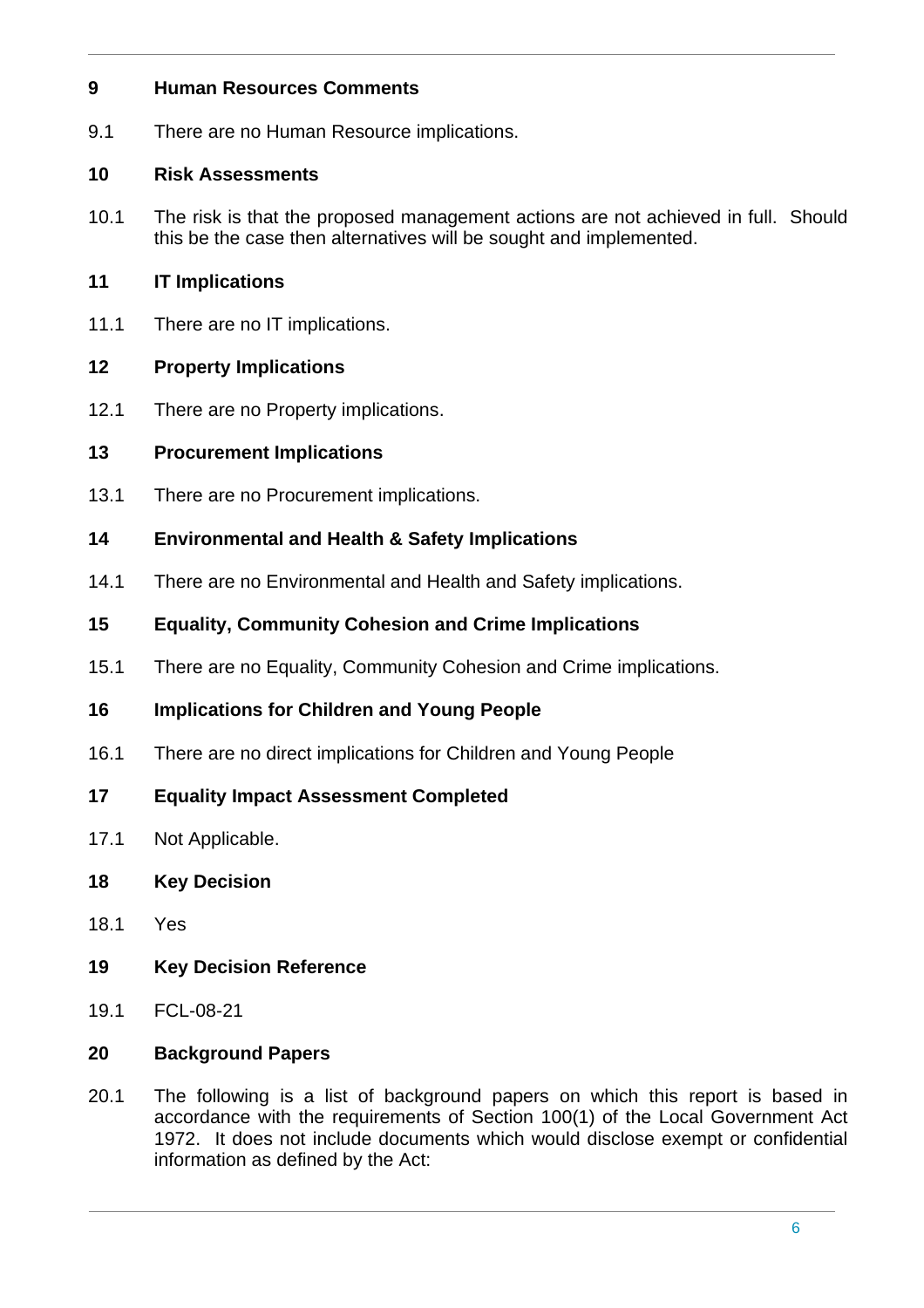## 9 Human Resources Comments

9.1 There are no Human Resource implications.

## 10 Risk Assessments

10.1 The risk is that the proposed management actions are not achieved in full. Should this be the case then alternatives will be sought and implemented.

## 11 IT Implications

11.1 There are no IT implications.

## 12 Property Implications

12.1 There are no Property implications.

## 13 Procurement Implications

13.1 There are no Procurement implications.

## 14 Environmental and Health & Safety Implications

14.1 There are no Environmental and Health and Safety implications.

## 15 Equality, Community Cohesion and Crime Implications

15.1 There are no Equality, Community Cohesion and Crime implications.

## 16 Implications for Children and Young People

16.1 There are no direct implications for Children and Young People

## 17 Equality Impact Assessment Completed

17.1 Not Applicable.

## 18 Key Decision

18.1 Yes

## 19 Key Decision Reference

19.1 FCL-08-21

## 20 Background Papers

20.1 The following is a list of background papers on which this report is based in accordance with the requirements of Section 100(1) of the Local Government Act 1972. It does not include documents which would disclose exempt or confidential information as defined by the Act: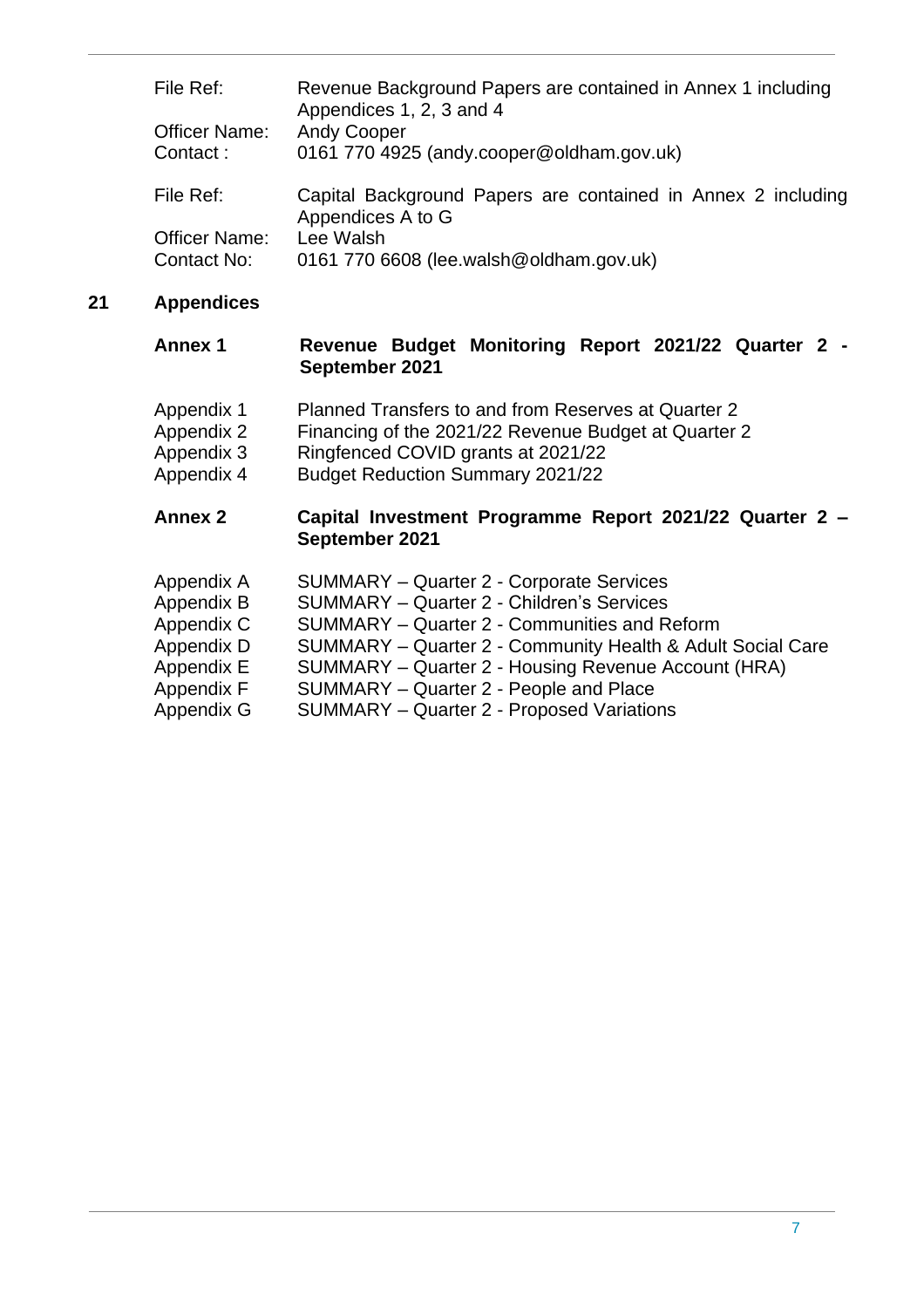| | |
|---|---|
| File Ref: | Revenue Background Papers are contained in Annex 1 including Appendices 1, 2, 3 and 4 |
| Officer Name: | Andy Cooper |
| Contact : | 0161 770 4925 (andy.cooper@oldham.gov.uk) |
| File Ref: | Capital Background Papers are contained in Annex 2 including Appendices A to G |
| Officer Name: | Lee Walsh |
| Contact No: | 0161 770 6608 (lee.walsh@oldham.gov.uk) |

## 21 Appendices

**Annex 1** **Revenue Budget Monitoring Report 2021/22 Quarter 2 - September 2021**

| | |
|---|---|
| Appendix 1 | Planned Transfers to and from Reserves at Quarter 2 |
| Appendix 2 | Financing of the 2021/22 Revenue Budget at Quarter 2 |
| Appendix 3 | Ringfenced COVID grants at 2021/22 |
| Appendix 4 | Budget Reduction Summary 2021/22 |

**Annex 2** **Capital Investment Programme Report 2021/22 Quarter 2 – September 2021**

| | |
|---|---|
| Appendix A | SUMMARY – Quarter 2 - Corporate Services |
| Appendix B | SUMMARY – Quarter 2 - Children's Services |
| Appendix C | SUMMARY – Quarter 2 - Communities and Reform |
| Appendix D | SUMMARY – Quarter 2 - Community Health & Adult Social Care |
| Appendix E | SUMMARY – Quarter 2 - Housing Revenue Account (HRA) |
| Appendix F | SUMMARY – Quarter 2 - People and Place |
| Appendix G | SUMMARY – Quarter 2 - Proposed Variations |